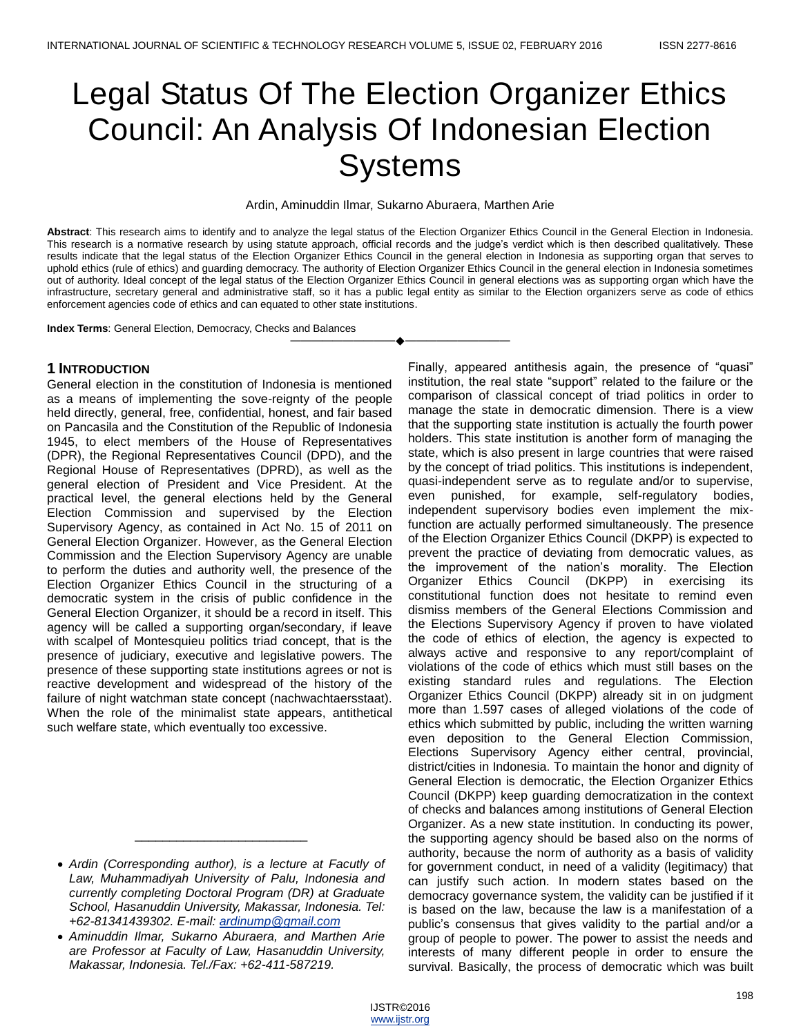# Legal Status Of The Election Organizer Ethics Council: An Analysis Of Indonesian Election Systems

Ardin, Aminuddin Ilmar, Sukarno Aburaera, Marthen Arie

**Abstract**: This research aims to identify and to analyze the legal status of the Election Organizer Ethics Council in the General Election in Indonesia. This research is a normative research by using statute approach, official records and the judge's verdict which is then described qualitatively. These results indicate that the legal status of the Election Organizer Ethics Council in the general election in Indonesia as supporting organ that serves to uphold ethics (rule of ethics) and guarding democracy. The authority of Election Organizer Ethics Council in the general election in Indonesia sometimes out of authority. Ideal concept of the legal status of the Election Organizer Ethics Council in general elections was as supporting organ which have the infrastructure, secretary general and administrative staff, so it has a public legal entity as similar to the Election organizers serve as code of ethics enforcement agencies code of ethics and can equated to other state institutions.

**Index Terms**: General Election, Democracy, Checks and Balances

## 1 Introduction

General election in the constitution of Indonesia is mentioned as a means of implementing the sove-reignty of the people held directly, general, free, confidential, honest, and fair based on Pancasila and the Constitution of the Republic of Indonesia 1945, to elect members of the House of Representatives (DPR), the Regional Representatives Council (DPD), and the Regional House of Representatives (DPRD), as well as the general election of President and Vice President. At the practical level, the general elections held by the General Election Commission and supervised by the Election Supervisory Agency, as contained in Act No. 15 of 2011 on General Election Organizer. However, as the General Election Commission and the Election Supervisory Agency are unable to perform the duties and authority well, the presence of the Election Organizer Ethics Council in the structuring of a democratic system in the crisis of public confidence in the General Election Organizer, it should be a record in itself. This agency will be called a supporting organ/secondary, if leave with scalpel of Montesquieu politics triad concept, that is the presence of judiciary, executive and legislative powers. The presence of these supporting state institutions agrees or not is reactive development and widespread of the history of the failure of night watchman state concept (nachwachtaersstaat). When the role of the minimalist state appears, antithetical such welfare state, which eventually too excessive. Finally, appeared antithesis again, the presence of "quasi" institution, the real state "support" related to the failure or the comparison of classical concept of triad politics in order to manage the state in democratic dimension. There is a view that the supporting state institution is actually the fourth power holders. This state institution is another form of managing the state, which is also present in large countries that were raised by the concept of triad politics. This institutions is independent, quasi-independent serve as to regulate and/or to supervise, even punished, for example, self-regulatory bodies, independent supervisory bodies even implement the mix-function are actually performed simultaneously. The presence of the Election Organizer Ethics Council (DKPP) is expected to prevent the practice of deviating from democratic values, as the improvement of the nation's morality. The Election Organizer Ethics Council (DKPP) in exercising its constitutional function does not hesitate to remind even dismiss members of the General Elections Commission and the Elections Supervisory Agency if proven to have violated the code of ethics of election, the agency is expected to always active and responsive to any report/complaint of violations of the code of ethics which must still bases on the existing standard rules and regulations. The Election Organizer Ethics Council (DKPP) already sit in on judgment more than 1.597 cases of alleged violations of the code of ethics which submitted by public, including the written warning even deposition to the General Election Commission, Elections Supervisory Agency either central, provincial, district/cities in Indonesia. To maintain the honor and dignity of General Election is democratic, the Election Organizer Ethics Council (DKPP) keep guarding democratization in the context of checks and balances among institutions of General Election Organizer. As a new state institution. In conducting its power, the supporting agency should be based also on the norms of authority, because the norm of authority as a basis of validity for government conduct, in need of a validity (legitimacy) that can justify such action. In modern states based on the democracy governance system, the validity can be justified if it is based on the law, because the law is a manifestation of a public's consensus that gives validity to the partial and/or a group of people to power. The power to assist the needs and interests of many different people in order to ensure the survival. Basically, the process of democratic which was built

---

- *Ardin (Corresponding author), is a lecture at Facutly of Law, Muhammadiyah University of Palu, Indonesia and currently completing Doctoral Program (DR) at Graduate School, Hasanuddin University, Makassar, Indonesia. Tel: +62-81341439302. E-mail: ardinump@gmail.com*
- *Aminuddin Ilmar, Sukarno Aburaera, and Marthen Arie are Professor at Faculty of Law, Hasanuddin University, Makassar, Indonesia. Tel./Fax: +62-411-587219.*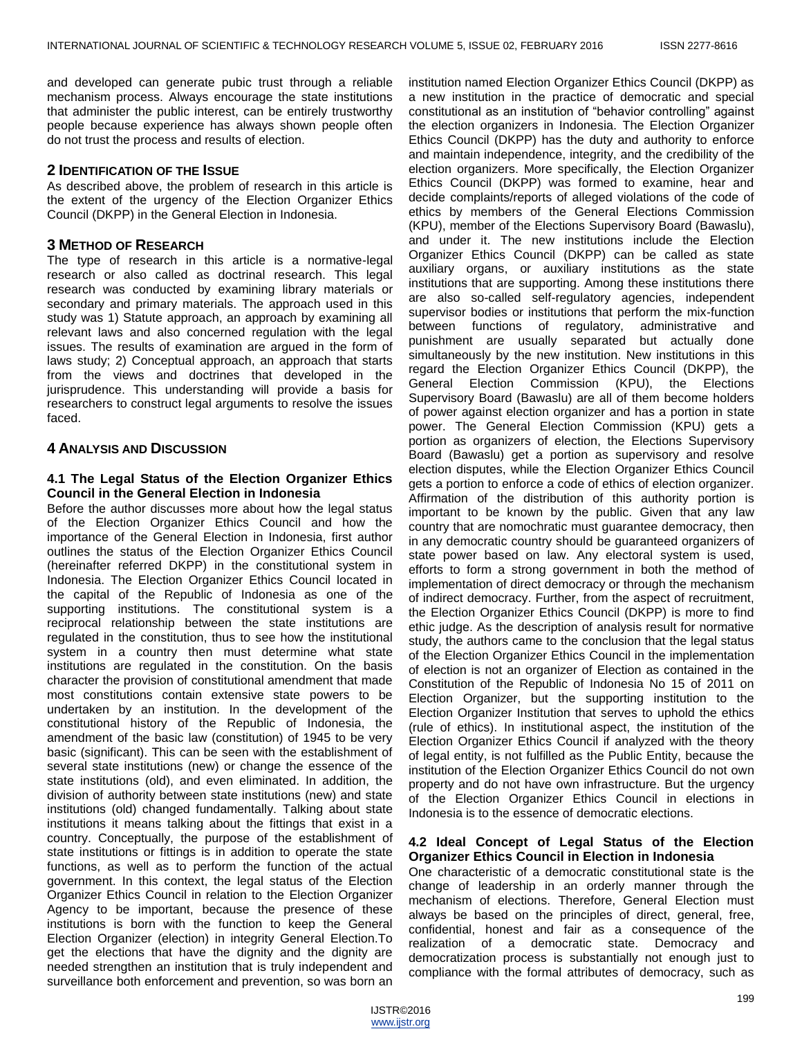and developed can generate pubic trust through a reliable mechanism process. Always encourage the state institutions that administer the public interest, can be entirely trustworthy people because experience has always shown people often do not trust the process and results of election.

## 2 Identification of the Issue

As described above, the problem of research in this article is the extent of the urgency of the Election Organizer Ethics Council (DKPP) in the General Election in Indonesia.

## 3 Method of Research

The type of research in this article is a normative-legal research or also called as doctrinal research. This legal research was conducted by examining library materials or secondary and primary materials. The approach used in this study was 1) Statute approach, an approach by examining all relevant laws and also concerned regulation with the legal issues. The results of examination are argued in the form of laws study; 2) Conceptual approach, an approach that starts from the views and doctrines that developed in the jurisprudence. This understanding will provide a basis for researchers to construct legal arguments to resolve the issues faced.

## 4 Analysis and Discussion

### 4.1 The Legal Status of the Election Organizer Ethics Council in the General Election in Indonesia

Before the author discusses more about how the legal status of the Election Organizer Ethics Council and how the importance of the General Election in Indonesia, first author outlines the status of the Election Organizer Ethics Council (hereinafter referred DKPP) in the constitutional system in Indonesia. The Election Organizer Ethics Council located in the capital of the Republic of Indonesia as one of the supporting institutions. The constitutional system is a reciprocal relationship between the state institutions are regulated in the constitution, thus to see how the institutional system in a country then must determine what state institutions are regulated in the constitution. On the basis character the provision of constitutional amendment that made most constitutions contain extensive state powers to be undertaken by an institution. In the development of the constitutional history of the Republic of Indonesia, the amendment of the basic law (constitution) of 1945 to be very basic (significant). This can be seen with the establishment of several state institutions (new) or change the essence of the state institutions (old), and even eliminated. In addition, the division of authority between state institutions (new) and state institutions (old) changed fundamentally. Talking about state institutions it means talking about the fittings that exist in a country. Conceptually, the purpose of the establishment of state institutions or fittings is in addition to operate the state functions, as well as to perform the function of the actual government. In this context, the legal status of the Election Organizer Ethics Council in relation to the Election Organizer Agency to be important, because the presence of these institutions is born with the function to keep the General Election Organizer (election) in integrity General Election.To get the elections that have the dignity and the dignity are needed strengthen an institution that is truly independent and surveillance both enforcement and prevention, so was born an institution named Election Organizer Ethics Council (DKPP) as a new institution in the practice of democratic and special constitutional as an institution of "behavior controlling" against the election organizers in Indonesia. The Election Organizer Ethics Council (DKPP) has the duty and authority to enforce and maintain independence, integrity, and the credibility of the election organizers. More specifically, the Election Organizer Ethics Council (DKPP) was formed to examine, hear and decide complaints/reports of alleged violations of the code of ethics by members of the General Elections Commission (KPU), member of the Elections Supervisory Board (Bawaslu), and under it. The new institutions include the Election Organizer Ethics Council (DKPP) can be called as state auxiliary organs, or auxiliary institutions as the state institutions that are supporting. Among these institutions there are also so-called self-regulatory agencies, independent supervisor bodies or institutions that perform the mix-function between functions of regulatory, administrative and punishment are usually separated but actually done simultaneously by the new institution. New institutions in this regard the Election Organizer Ethics Council (DKPP), the General Election Commission (KPU), the Elections Supervisory Board (Bawaslu) are all of them become holders of power against election organizer and has a portion in state power. The General Election Commission (KPU) gets a portion as organizers of election, the Elections Supervisory Board (Bawaslu) get a portion as supervisory and resolve election disputes, while the Election Organizer Ethics Council gets a portion to enforce a code of ethics of election organizer. Affirmation of the distribution of this authority portion is important to be known by the public. Given that any law country that are nomochratic must guarantee democracy, then in any democratic country should be guaranteed organizers of state power based on law. Any electoral system is used, efforts to form a strong government in both the method of implementation of direct democracy or through the mechanism of indirect democracy. Further, from the aspect of recruitment, the Election Organizer Ethics Council (DKPP) is more to find ethic judge. As the description of analysis result for normative study, the authors came to the conclusion that the legal status of the Election Organizer Ethics Council in the implementation of election is not an organizer of Election as contained in the Constitution of the Republic of Indonesia No 15 of 2011 on Election Organizer, but the supporting institution to the Election Organizer Institution that serves to uphold the ethics (rule of ethics). In institutional aspect, the institution of the Election Organizer Ethics Council if analyzed with the theory of legal entity, is not fulfilled as the Public Entity, because the institution of the Election Organizer Ethics Council do not own property and do not have own infrastructure. But the urgency of the Election Organizer Ethics Council in elections in Indonesia is to the essence of democratic elections.

### 4.2 Ideal Concept of Legal Status of the Election Organizer Ethics Council in Election in Indonesia

One characteristic of a democratic constitutional state is the change of leadership in an orderly manner through the mechanism of elections. Therefore, General Election must always be based on the principles of direct, general, free, confidential, honest and fair as a consequence of the realization of a democratic state. Democracy and democratization process is substantially not enough just to compliance with the formal attributes of democracy, such as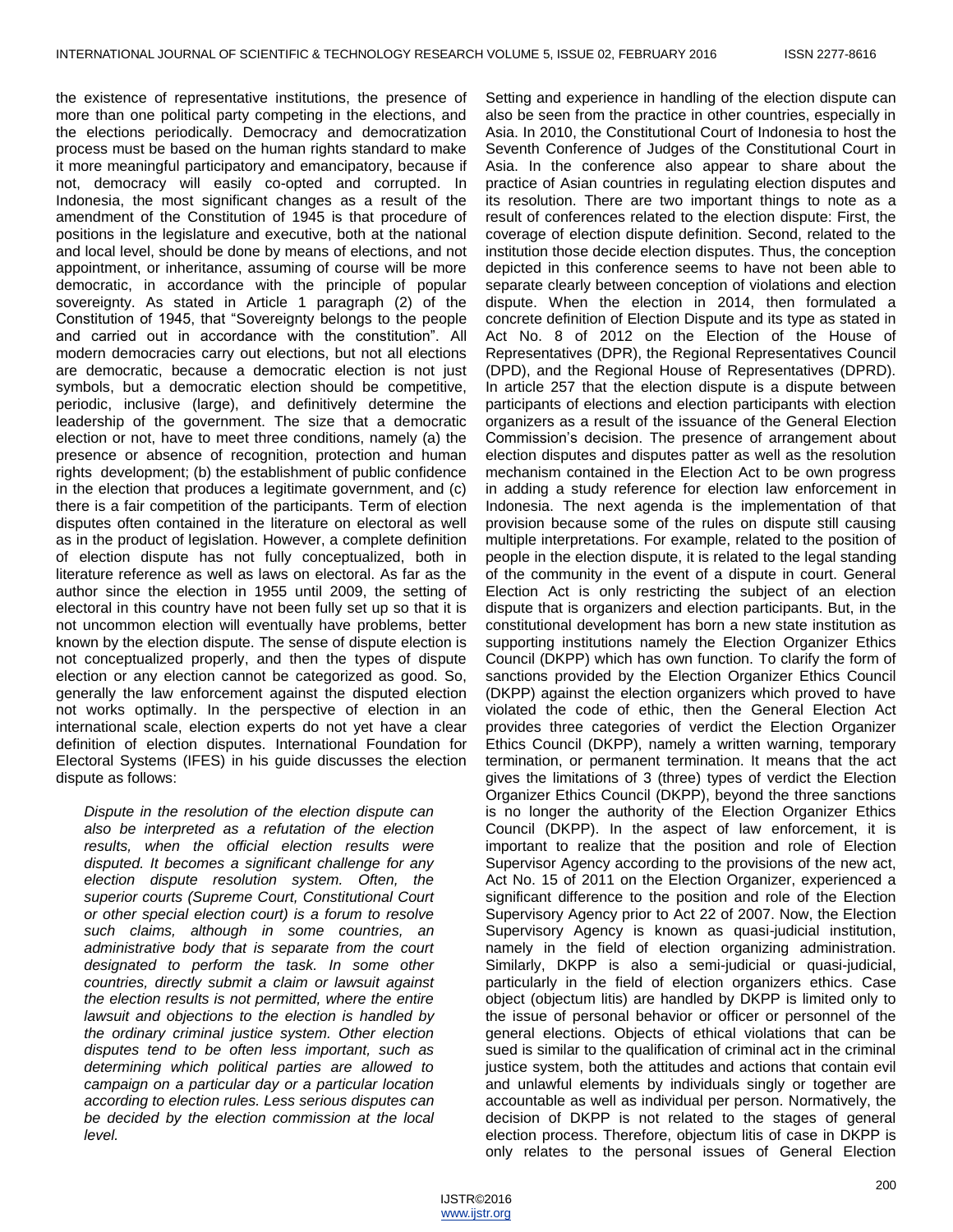the existence of representative institutions, the presence of more than one political party competing in the elections, and the elections periodically. Democracy and democratization process must be based on the human rights standard to make it more meaningful participatory and emancipatory, because if not, democracy will easily co-opted and corrupted. In Indonesia, the most significant changes as a result of the amendment of the Constitution of 1945 is that procedure of positions in the legislature and executive, both at the national and local level, should be done by means of elections, and not appointment, or inheritance, assuming of course will be more democratic, in accordance with the principle of popular sovereignty. As stated in Article 1 paragraph (2) of the Constitution of 1945, that "Sovereignty belongs to the people and carried out in accordance with the constitution". All modern democracies carry out elections, but not all elections are democratic, because a democratic election is not just symbols, but a democratic election should be competitive, periodic, inclusive (large), and definitively determine the leadership of the government. The size that a democratic election or not, have to meet three conditions, namely (a) the presence or absence of recognition, protection and human rights development; (b) the establishment of public confidence in the election that produces a legitimate government, and (c) there is a fair competition of the participants. Term of election disputes often contained in the literature on electoral as well as in the product of legislation. However, a complete definition of election dispute has not fully conceptualized, both in literature reference as well as laws on electoral. As far as the author since the election in 1955 until 2009, the setting of electoral in this country have not been fully set up so that it is not uncommon election will eventually have problems, better known by the election dispute. The sense of dispute election is not conceptualized properly, and then the types of dispute election or any election cannot be categorized as good. So, generally the law enforcement against the disputed election not works optimally. In the perspective of election in an international scale, election experts do not yet have a clear definition of election disputes. International Foundation for Electoral Systems (IFES) in his guide discusses the election dispute as follows:

> *Dispute in the resolution of the election dispute can also be interpreted as a refutation of the election results, when the official election results were disputed. It becomes a significant challenge for any election dispute resolution system. Often, the superior courts (Supreme Court, Constitutional Court or other special election court) is a forum to resolve such claims, although in some countries, an administrative body that is separate from the court designated to perform the task. In some other countries, directly submit a claim or lawsuit against the election results is not permitted, where the entire lawsuit and objections to the election is handled by the ordinary criminal justice system. Other election disputes tend to be often less important, such as determining which political parties are allowed to campaign on a particular day or a particular location according to election rules. Less serious disputes can be decided by the election commission at the local level.*

Setting and experience in handling of the election dispute can also be seen from the practice in other countries, especially in Asia. In 2010, the Constitutional Court of Indonesia to host the Seventh Conference of Judges of the Constitutional Court in Asia. In the conference also appear to share about the practice of Asian countries in regulating election disputes and its resolution. There are two important things to note as a result of conferences related to the election dispute: First, the coverage of election dispute definition. Second, related to the institution those decide election disputes. Thus, the conception depicted in this conference seems to have not been able to separate clearly between conception of violations and election dispute. When the election in 2014, then formulated a concrete definition of Election Dispute and its type as stated in Act No. 8 of 2012 on the Election of the House of Representatives (DPR), the Regional Representatives Council (DPD), and the Regional House of Representatives (DPRD). In article 257 that the election dispute is a dispute between participants of elections and election participants with election organizers as a result of the issuance of the General Election Commission's decision. The presence of arrangement about election disputes and disputes patter as well as the resolution mechanism contained in the Election Act to be own progress in adding a study reference for election law enforcement in Indonesia. The next agenda is the implementation of that provision because some of the rules on dispute still causing multiple interpretations. For example, related to the position of people in the election dispute, it is related to the legal standing of the community in the event of a dispute in court. General Election Act is only restricting the subject of an election dispute that is organizers and election participants. But, in the constitutional development has born a new state institution as supporting institutions namely the Election Organizer Ethics Council (DKPP) which has own function. To clarify the form of sanctions provided by the Election Organizer Ethics Council (DKPP) against the election organizers which proved to have violated the code of ethic, then the General Election Act provides three categories of verdict the Election Organizer Ethics Council (DKPP), namely a written warning, temporary termination, or permanent termination. It means that the act gives the limitations of 3 (three) types of verdict the Election Organizer Ethics Council (DKPP), beyond the three sanctions is no longer the authority of the Election Organizer Ethics Council (DKPP). In the aspect of law enforcement, it is important to realize that the position and role of Election Supervisor Agency according to the provisions of the new act, Act No. 15 of 2011 on the Election Organizer, experienced a significant difference to the position and role of the Election Supervisory Agency prior to Act 22 of 2007. Now, the Election Supervisory Agency is known as quasi-judicial institution, namely in the field of election organizing administration. Similarly, DKPP is also a semi-judicial or quasi-judicial, particularly in the field of election organizers ethics. Case object (objectum litis) are handled by DKPP is limited only to the issue of personal behavior or officer or personnel of the general elections. Objects of ethical violations that can be sued is similar to the qualification of criminal act in the criminal justice system, both the attitudes and actions that contain evil and unlawful elements by individuals singly or together are accountable as well as individual per person. Normatively, the decision of DKPP is not related to the stages of general election process. Therefore, objectum litis of case in DKPP is only relates to the personal issues of General Election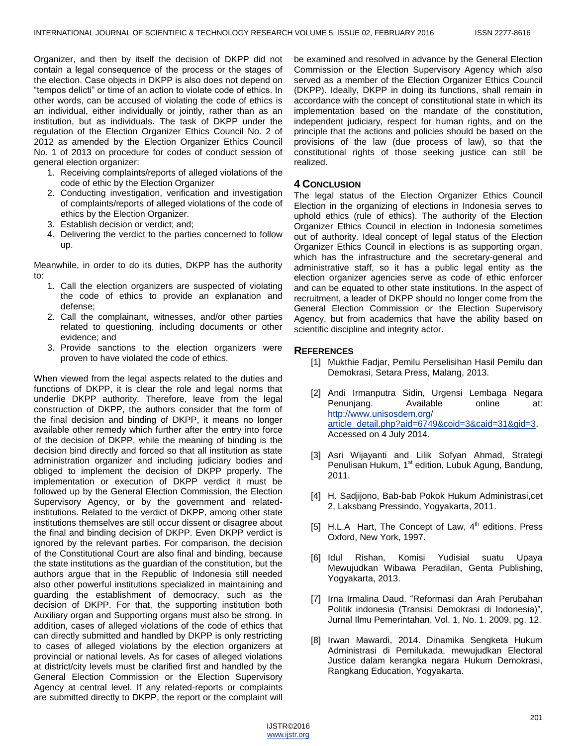Organizer, and then by itself the decision of DKPP did not contain a legal consequence of the process or the stages of the election. Case objects in DKPP is also does not depend on "tempos delicti" or time of an action to violate code of ethics. In other words, can be accused of violating the code of ethics is an individual, either individually or jointly, rather than as an institution, but as individuals. The task of DKPP under the regulation of the Election Organizer Ethics Council No. 2 of 2012 as amended by the Election Organizer Ethics Council No. 1 of 2013 on procedure for codes of conduct session of general election organizer:

1. Receiving complaints/reports of alleged violations of the code of ethic by the Election Organizer
2. Conducting investigation, verification and investigation of complaints/reports of alleged violations of the code of ethics by the Election Organizer.
3. Establish decision or verdict; and;
4. Delivering the verdict to the parties concerned to follow up.

Meanwhile, in order to do its duties, DKPP has the authority to:

1. Call the election organizers are suspected of violating the code of ethics to provide an explanation and defense;
2. Call the complainant, witnesses, and/or other parties related to questioning, including documents or other evidence; and
3. Provide sanctions to the election organizers were proven to have violated the code of ethics.

When viewed from the legal aspects related to the duties and functions of DKPP, it is clear the role and legal norms that underlie DKPP authority. Therefore, leave from the legal construction of DKPP, the authors consider that the form of the final decision and binding of DKPP, it means no longer available other remedy which further after the entry into force of the decision of DKPP, while the meaning of binding is the decision bind directly and forced so that all institution as state administration organizer and including judiciary bodies and obliged to implement the decision of DKPP properly. The implementation or execution of DKPP verdict it must be followed up by the General Election Commission, the Election Supervisory Agency, or by the government and related-institutions. Related to the verdict of DKPP, among other state institutions themselves are still occur dissent or disagree about the final and binding decision of DKPP. Even DKPP verdict is ignored by the relevant parties. For comparison, the decision of the Constitutional Court are also final and binding, because the state institutions as the guardian of the constitution, but the authors argue that in the Republic of Indonesia still needed also other powerful institutions specialized in maintaining and guarding the establishment of democracy, such as the decision of DKPP. For that, the supporting institution both Auxiliary organ and Supporting organs must also be strong. In addition, cases of alleged violations of the code of ethics that can directly submitted and handled by DKPP is only restricting to cases of alleged violations by the election organizers at provincial or national levels. As for cases of alleged violations at district/city levels must be clarified first and handled by the General Election Commission or the Election Supervisory Agency at central level. If any related-reports or complaints are submitted directly to DKPP, the report or the complaint will be examined and resolved in advance by the General Election Commission or the Election Supervisory Agency which also served as a member of the Election Organizer Ethics Council (DKPP). Ideally, DKPP in doing its functions, shall remain in accordance with the concept of constitutional state in which its implementation based on the mandate of the constitution, independent judiciary, respect for human rights, and on the principle that the actions and policies should be based on the provisions of the law (due process of law), so that the constitutional rights of those seeking justice can still be realized.

## 4 Conclusion

The legal status of the Election Organizer Ethics Council Election in the organizing of elections in Indonesia serves to uphold ethics (rule of ethics). The authority of the Election Organizer Ethics Council in election in Indonesia sometimes out of authority. Ideal concept of legal status of the Election Organizer Ethics Council in elections is as supporting organ, which has the infrastructure and the secretary-general and administrative staff, so it has a public legal entity as the election organizer agencies serve as code of ethic enforcer and can be equated to other state institutions. In the aspect of recruitment, a leader of DKPP should no longer come from the General Election Commission or the Election Supervisory Agency, but from academics that have the ability based on scientific discipline and integrity actor.

## References

[1] Mukthie Fadjar, Pemilu Perselisihan Hasil Pemilu dan Demokrasi, Setara Press, Malang, 2013.

[2] Andi Irmanputra Sidin, Urgensi Lembaga Negara Penunjang. Available online at: http://www.unisosdem.org/article_detail.php?aid=6749&coid=3&caid=31&gid=3. Accessed on 4 July 2014.

[3] Asri Wijayanti and Lilik Sofyan Ahmad, Strategi Penulisan Hukum, 1st edition, Lubuk Agung, Bandung, 2011.

[4] H. Sadjijono, Bab-bab Pokok Hukum Administrasi,cet 2, Laksbang Pressindo, Yogyakarta, 2011.

[5] H.L.A Hart, The Concept of Law, 4th editions, Press Oxford, New York, 1997.

[6] Idul Rishan, Komisi Yudisial suatu Upaya Mewujudkan Wibawa Peradilan, Genta Publishing, Yogyakarta, 2013.

[7] Irna Irmalina Daud. "Reformasi dan Arah Perubahan Politik indonesia (Transisi Demokrasi di Indonesia)", Jurnal Ilmu Pemerintahan, Vol. 1, No. 1. 2009, pg. 12.

[8] Irwan Mawardi, 2014. Dinamika Sengketa Hukum Administrasi di Pemilukada, mewujudkan Electoral Justice dalam kerangka negara Hukum Demokrasi, Rangkang Education, Yogyakarta.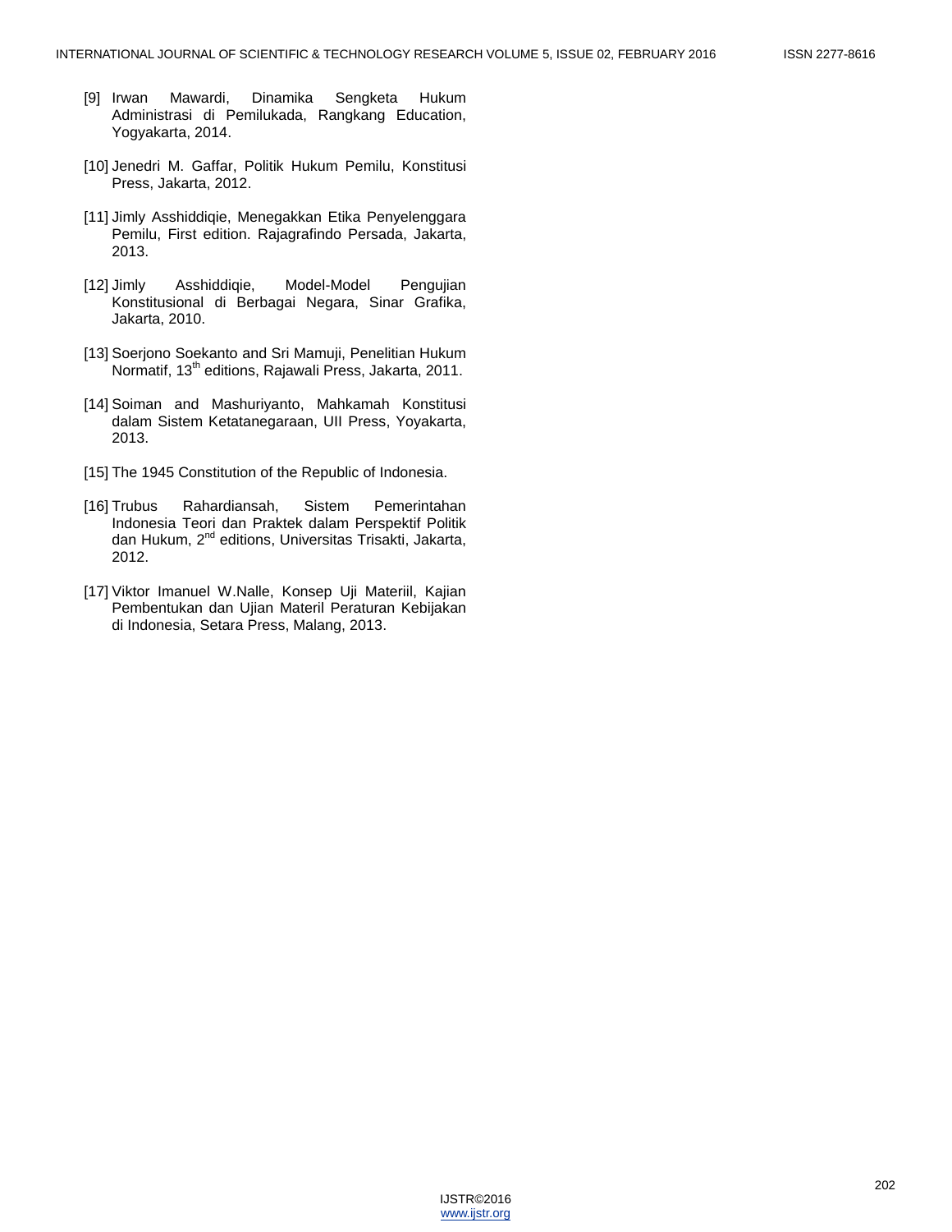[9] Irwan Mawardi, Dinamika Sengketa Hukum Administrasi di Pemilukada, Rangkang Education, Yogyakarta, 2014.

[10] Jenedri M. Gaffar, Politik Hukum Pemilu, Konstitusi Press, Jakarta, 2012.

[11] Jimly Asshiddiqie, Menegakkan Etika Penyelenggara Pemilu, First edition. Rajagrafindo Persada, Jakarta, 2013.

[12] Jimly Asshiddiqie, Model-Model Pengujian Konstitusional di Berbagai Negara, Sinar Grafika, Jakarta, 2010.

[13] Soerjono Soekanto and Sri Mamuji, Penelitian Hukum Normatif, 13th editions, Rajawali Press, Jakarta, 2011.

[14] Soiman and Mashuriyanto, Mahkamah Konstitusi dalam Sistem Ketatanegaraan, UII Press, Yoyakarta, 2013.

[15] The 1945 Constitution of the Republic of Indonesia.

[16] Trubus Rahardiansah, Sistem Pemerintahan Indonesia Teori dan Praktek dalam Perspektif Politik dan Hukum, 2nd editions, Universitas Trisakti, Jakarta, 2012.

[17] Viktor Imanuel W.Nalle, Konsep Uji Materiil, Kajian Pembentukan dan Ujian Materil Peraturan Kebijakan di Indonesia, Setara Press, Malang, 2013.